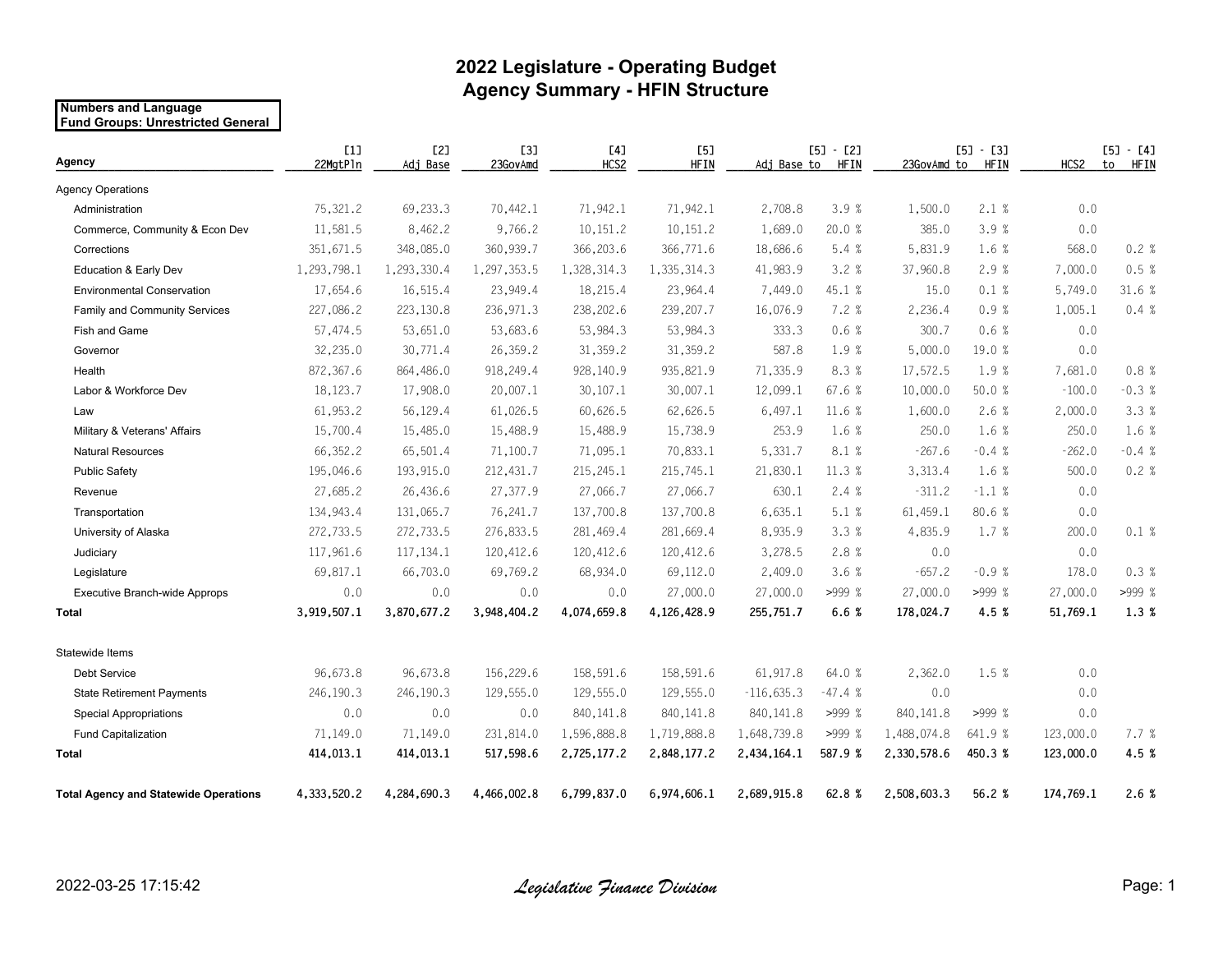# 2022 Legislature - Operating Budget
## Agency Summary - HFIN Structure

**Numbers and Language**
**Fund Groups: Unrestricted General**

| Agency | [1] 22MgtPln | [2] Adj Base | [3] 23GovAmd | [4] HCS2 | [5] HFIN | [5] - [2] Adj Base to HFIN | | [5] - [3] 23GovAmd to HFIN | | [5] - [4] HCS2 to HFIN | |
|---|---|---|---|---|---|---|---|---|---|---|---|
| Agency Operations | | | | | | | | | | | |
| Administration | 75,321.2 | 69,233.3 | 70,442.1 | 71,942.1 | 71,942.1 | 2,708.8 | 3.9 % | 1,500.0 | 2.1 % | 0.0 | |
| Commerce, Community & Econ Dev | 11,581.5 | 8,462.2 | 9,766.2 | 10,151.2 | 10,151.2 | 1,689.0 | 20.0 % | 385.0 | 3.9 % | 0.0 | |
| Corrections | 351,671.5 | 348,085.0 | 360,939.7 | 366,203.6 | 366,771.6 | 18,686.6 | 5.4 % | 5,831.9 | 1.6 % | 568.0 | 0.2 % |
| Education & Early Dev | 1,293,798.1 | 1,293,330.4 | 1,297,353.5 | 1,328,314.3 | 1,335,314.3 | 41,983.9 | 3.2 % | 37,960.8 | 2.9 % | 7,000.0 | 0.5 % |
| Environmental Conservation | 17,654.6 | 16,515.4 | 23,949.4 | 18,215.4 | 23,964.4 | 7,449.0 | 45.1 % | 15.0 | 0.1 % | 5,749.0 | 31.6 % |
| Family and Community Services | 227,086.2 | 223,130.8 | 236,971.3 | 238,202.6 | 239,207.7 | 16,076.9 | 7.2 % | 2,236.4 | 0.9 % | 1,005.1 | 0.4 % |
| Fish and Game | 57,474.5 | 53,651.0 | 53,683.6 | 53,984.3 | 53,984.3 | 333.3 | 0.6 % | 300.7 | 0.6 % | 0.0 | |
| Governor | 32,235.0 | 30,771.4 | 26,359.2 | 31,359.2 | 31,359.2 | 587.8 | 1.9 % | 5,000.0 | 19.0 % | 0.0 | |
| Health | 872,367.6 | 864,486.0 | 918,249.4 | 928,140.9 | 935,821.9 | 71,335.9 | 8.3 % | 17,572.5 | 1.9 % | 7,681.0 | 0.8 % |
| Labor & Workforce Dev | 18,123.7 | 17,908.0 | 20,007.1 | 30,107.1 | 30,007.1 | 12,099.1 | 67.6 % | 10,000.0 | 50.0 % | -100.0 | -0.3 % |
| Law | 61,953.2 | 56,129.4 | 61,026.5 | 60,626.5 | 62,626.5 | 6,497.1 | 11.6 % | 1,600.0 | 2.6 % | 2,000.0 | 3.3 % |
| Military & Veterans' Affairs | 15,700.4 | 15,485.0 | 15,488.9 | 15,488.9 | 15,738.9 | 253.9 | 1.6 % | 250.0 | 1.6 % | 250.0 | 1.6 % |
| Natural Resources | 66,352.2 | 65,501.4 | 71,100.7 | 71,095.1 | 70,833.1 | 5,331.7 | 8.1 % | -267.6 | -0.4 % | -262.0 | -0.4 % |
| Public Safety | 195,046.6 | 193,915.0 | 212,431.7 | 215,245.1 | 215,745.1 | 21,830.1 | 11.3 % | 3,313.4 | 1.6 % | 500.0 | 0.2 % |
| Revenue | 27,685.2 | 26,436.6 | 27,377.9 | 27,066.7 | 27,066.7 | 630.1 | 2.4 % | -311.2 | -1.1 % | 0.0 | |
| Transportation | 134,943.4 | 131,065.7 | 76,241.7 | 137,700.8 | 137,700.8 | 6,635.1 | 5.1 % | 61,459.1 | 80.6 % | 0.0 | |
| University of Alaska | 272,733.5 | 272,733.5 | 276,833.5 | 281,469.4 | 281,669.4 | 8,935.9 | 3.3 % | 4,835.9 | 1.7 % | 200.0 | 0.1 % |
| Judiciary | 117,961.6 | 117,134.1 | 120,412.6 | 120,412.6 | 120,412.6 | 3,278.5 | 2.8 % | 0.0 | | 0.0 | |
| Legislature | 69,817.1 | 66,703.0 | 69,769.2 | 68,934.0 | 69,112.0 | 2,409.0 | 3.6 % | -657.2 | -0.9 % | 178.0 | 0.3 % |
| Executive Branch-wide Approps | 0.0 | 0.0 | 0.0 | 0.0 | 27,000.0 | 27,000.0 | >999 % | 27,000.0 | >999 % | 27,000.0 | >999 % |
| **Total** | **3,919,507.1** | **3,870,677.2** | **3,948,404.2** | **4,074,659.8** | **4,126,428.9** | **255,751.7** | **6.6 %** | **178,024.7** | **4.5 %** | **51,769.1** | **1.3 %** |
| Statewide Items | | | | | | | | | | | |
| Debt Service | 96,673.8 | 96,673.8 | 156,229.6 | 158,591.6 | 158,591.6 | 61,917.8 | 64.0 % | 2,362.0 | 1.5 % | 0.0 | |
| State Retirement Payments | 246,190.3 | 246,190.3 | 129,555.0 | 129,555.0 | 129,555.0 | -116,635.3 | -47.4 % | 0.0 | | 0.0 | |
| Special Appropriations | 0.0 | 0.0 | 0.0 | 840,141.8 | 840,141.8 | 840,141.8 | >999 % | 840,141.8 | >999 % | 0.0 | |
| Fund Capitalization | 71,149.0 | 71,149.0 | 231,814.0 | 1,596,888.8 | 1,719,888.8 | 1,648,739.8 | >999 % | 1,488,074.8 | 641.9 % | 123,000.0 | 7.7 % |
| **Total** | **414,013.1** | **414,013.1** | **517,598.6** | **2,725,177.2** | **2,848,177.2** | **2,434,164.1** | **587.9 %** | **2,330,578.6** | **450.3 %** | **123,000.0** | **4.5 %** |
| **Total Agency and Statewide Operations** | **4,333,520.2** | **4,284,690.3** | **4,466,002.8** | **6,799,837.0** | **6,974,606.1** | **2,689,915.8** | **62.8 %** | **2,508,603.3** | **56.2 %** | **174,769.1** | **2.6 %** |

2022-03-25 17:15:42

*Legislative Finance Division*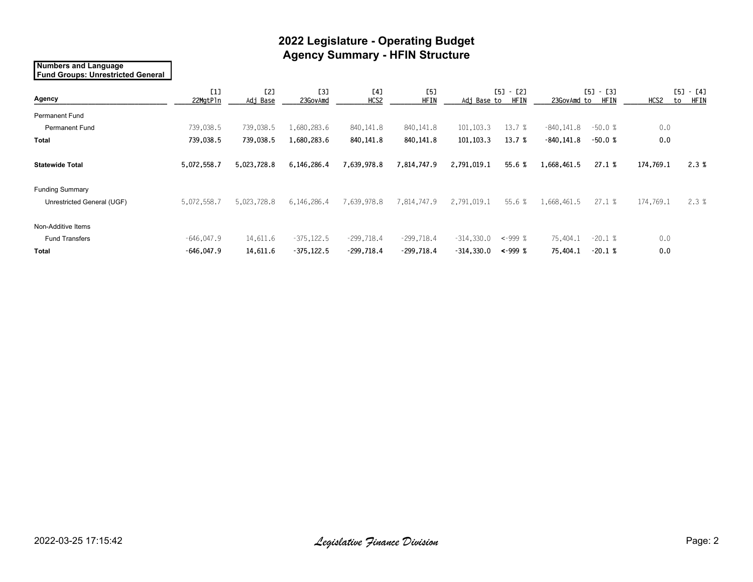# 2022 Legislature - Operating Budget
## Agency Summary - HFIN Structure

**Numbers and Language**
**Fund Groups: Unrestricted General**

| Agency | [1] 22MgtPln | [2] Adj Base | [3] 23GovAmd | [4] HCS2 | [5] HFIN | [5] - [2] Adj Base to HFIN | | [5] - [3] 23GovAmd to HFIN | | [5] - [4] HCS2 to HFIN | |
|---|---|---|---|---|---|---|---|---|---|---|---|
| Permanent Fund | | | | | | | | | | | |
| Permanent Fund | 739,038.5 | 739,038.5 | 1,680,283.6 | 840,141.8 | 840,141.8 | 101,103.3 | 13.7 % | -840,141.8 | -50.0 % | 0.0 | |
| **Total** | **739,038.5** | **739,038.5** | **1,680,283.6** | **840,141.8** | **840,141.8** | **101,103.3** | **13.7 %** | **-840,141.8** | **-50.0 %** | **0.0** | |
| **Statewide Total** | **5,072,558.7** | **5,023,728.8** | **6,146,286.4** | **7,639,978.8** | **7,814,747.9** | **2,791,019.1** | **55.6 %** | **1,668,461.5** | **27.1 %** | **174,769.1** | **2.3 %** |
| Funding Summary | | | | | | | | | | | |
| Unrestricted General (UGF) | 5,072,558.7 | 5,023,728.8 | 6,146,286.4 | 7,639,978.8 | 7,814,747.9 | 2,791,019.1 | 55.6 % | 1,668,461.5 | 27.1 % | 174,769.1 | 2.3 % |
| Non-Additive Items | | | | | | | | | | | |
| Fund Transfers | -646,047.9 | 14,611.6 | -375,122.5 | -299,718.4 | -299,718.4 | -314,330.0 | <-999 % | 75,404.1 | -20.1 % | 0.0 | |
| **Total** | **-646,047.9** | **14,611.6** | **-375,122.5** | **-299,718.4** | **-299,718.4** | **-314,330.0** | **<-999 %** | **75,404.1** | **-20.1 %** | **0.0** | |

2022-03-25 17:15:42 *Legislative Finance Division*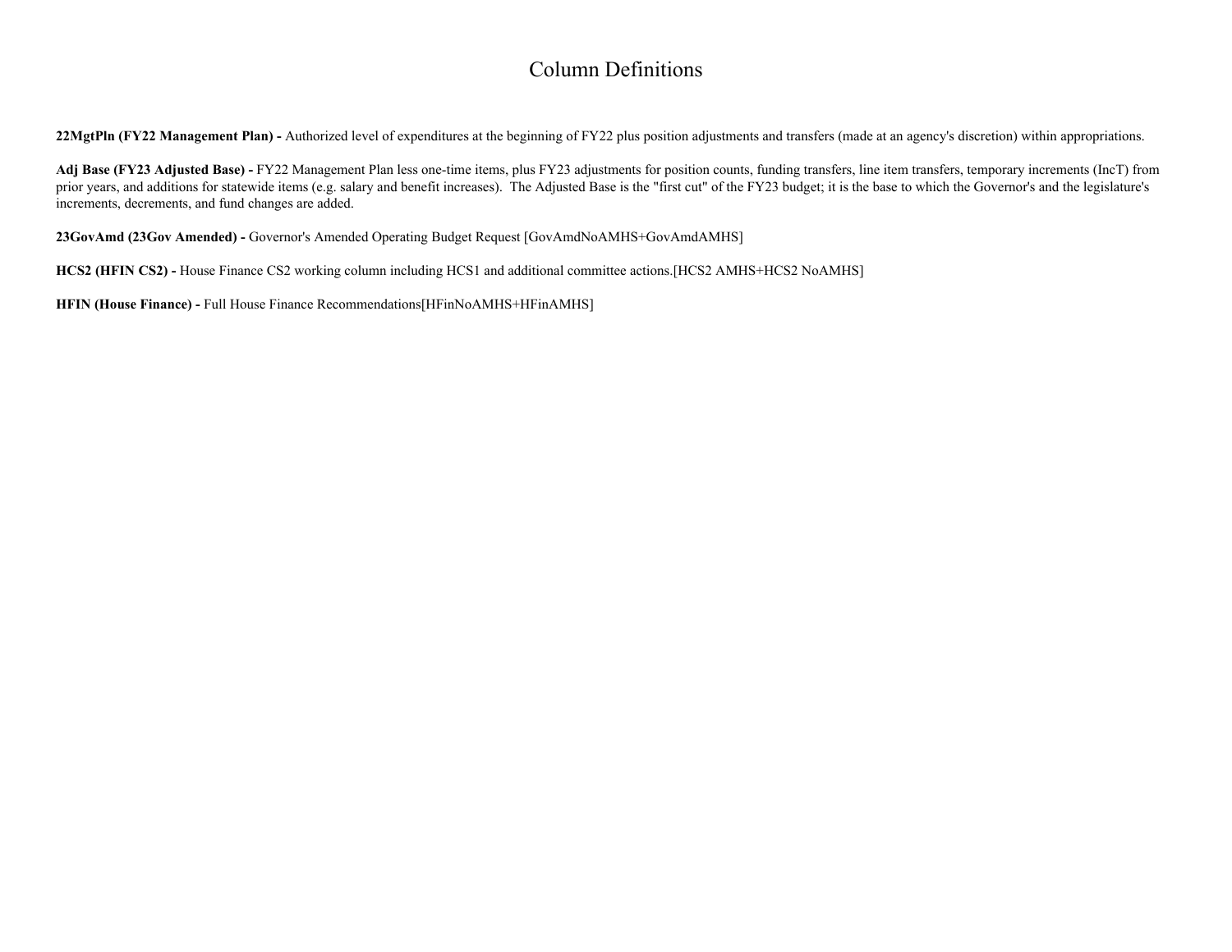# Column Definitions

**22MgtPln (FY22 Management Plan) -** Authorized level of expenditures at the beginning of FY22 plus position adjustments and transfers (made at an agency's discretion) within appropriations.

**Adj Base (FY23 Adjusted Base) -** FY22 Management Plan less one-time items, plus FY23 adjustments for position counts, funding transfers, line item transfers, temporary increments (IncT) from prior years, and additions for statewide items (e.g. salary and benefit increases). The Adjusted Base is the "first cut" of the FY23 budget; it is the base to which the Governor's and the legislature's increments, decrements, and fund changes are added.

**23GovAmd (23Gov Amended) -** Governor's Amended Operating Budget Request [GovAmdNoAMHS+GovAmdAMHS]

**HCS2 (HFIN CS2) -** House Finance CS2 working column including HCS1 and additional committee actions.[HCS2 AMHS+HCS2 NoAMHS]

**HFIN (House Finance) -** Full House Finance Recommendations[HFinNoAMHS+HFinAMHS]